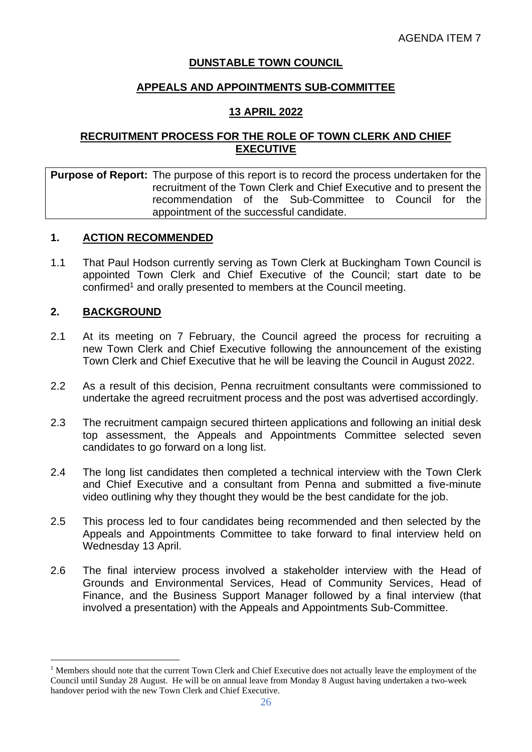AGENDA ITEM 7

# DUNSTABLE TOWN COUNCIL

## APPEALS AND APPOINTMENTS SUB-COMMITTEE

## 13 APRIL 2022

## RECRUITMENT PROCESS FOR THE ROLE OF TOWN CLERK AND CHIEF EXECUTIVE

| **Purpose of Report:** | The purpose of this report is to record the process undertaken for the recruitment of the Town Clerk and Chief Executive and to present the recommendation of the Sub-Committee to Council for the appointment of the successful candidate. |
|---|---|

## 1. ACTION RECOMMENDED

1.1 That Paul Hodson currently serving as Town Clerk at Buckingham Town Council is appointed Town Clerk and Chief Executive of the Council; start date to be confirmed[1] and orally presented to members at the Council meeting.

## 2. BACKGROUND

2.1 At its meeting on 7 February, the Council agreed the process for recruiting a new Town Clerk and Chief Executive following the announcement of the existing Town Clerk and Chief Executive that he will be leaving the Council in August 2022.

2.2 As a result of this decision, Penna recruitment consultants were commissioned to undertake the agreed recruitment process and the post was advertised accordingly.

2.3 The recruitment campaign secured thirteen applications and following an initial desk top assessment, the Appeals and Appointments Committee selected seven candidates to go forward on a long list.

2.4 The long list candidates then completed a technical interview with the Town Clerk and Chief Executive and a consultant from Penna and submitted a five-minute video outlining why they thought they would be the best candidate for the job.

2.5 This process led to four candidates being recommended and then selected by the Appeals and Appointments Committee to take forward to final interview held on Wednesday 13 April.

2.6 The final interview process involved a stakeholder interview with the Head of Grounds and Environmental Services, Head of Community Services, Head of Finance, and the Business Support Manager followed by a final interview (that involved a presentation) with the Appeals and Appointments Sub-Committee.

---

[1] Members should note that the current Town Clerk and Chief Executive does not actually leave the employment of the Council until Sunday 28 August. He will be on annual leave from Monday 8 August having undertaken a two-week handover period with the new Town Clerk and Chief Executive.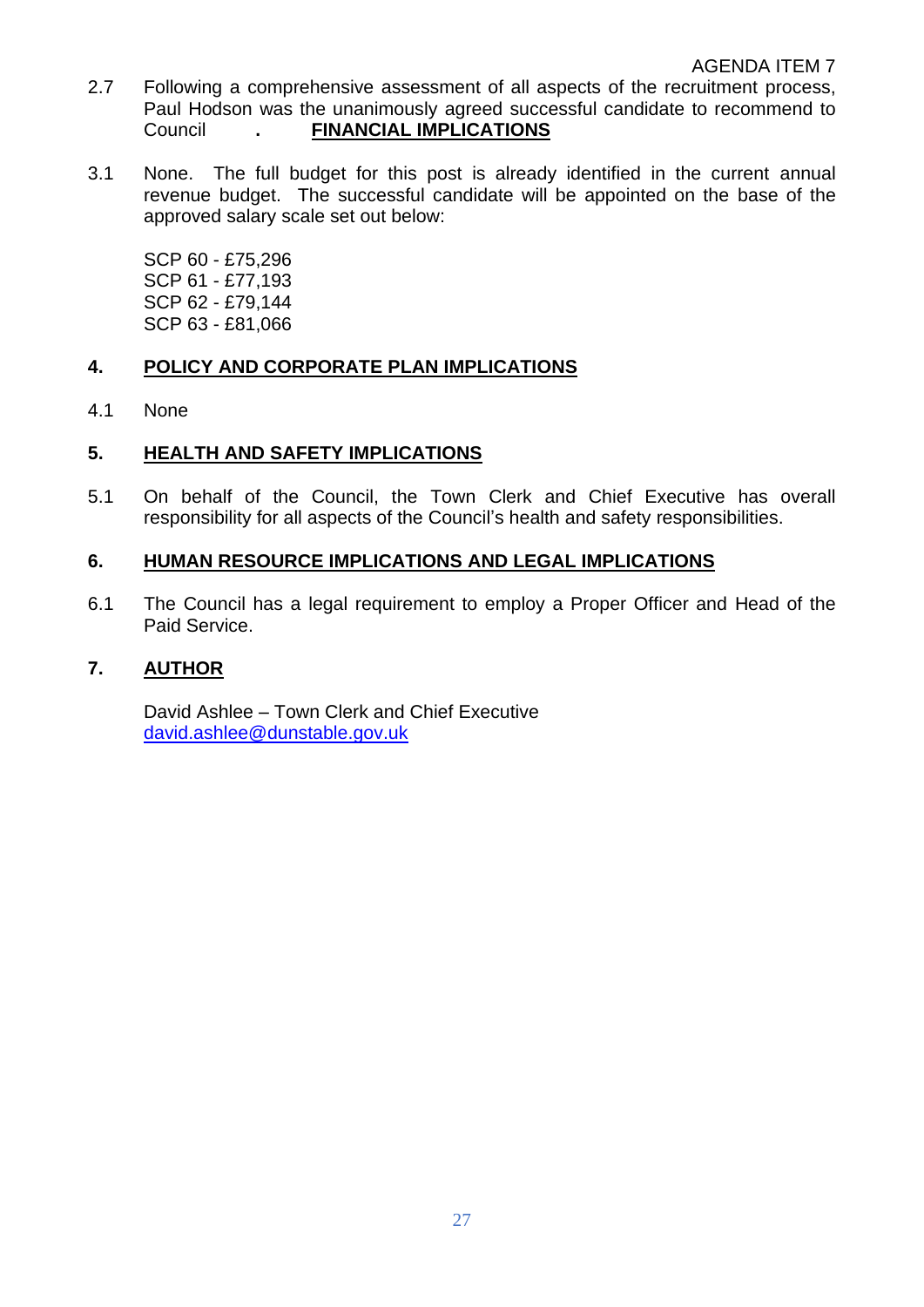2.7 Following a comprehensive assessment of all aspects of the recruitment process, Paul Hodson was the unanimously agreed successful candidate to recommend to Council . **FINANCIAL IMPLICATIONS**

3.1 None. The full budget for this post is already identified in the current annual revenue budget. The successful candidate will be appointed on the base of the approved salary scale set out below:

SCP 60 - £75,296
SCP 61 - £77,193
SCP 62 - £79,144
SCP 63 - £81,066

## 4. POLICY AND CORPORATE PLAN IMPLICATIONS

4.1 None

## 5. HEALTH AND SAFETY IMPLICATIONS

5.1 On behalf of the Council, the Town Clerk and Chief Executive has overall responsibility for all aspects of the Council's health and safety responsibilities.

## 6. HUMAN RESOURCE IMPLICATIONS AND LEGAL IMPLICATIONS

6.1 The Council has a legal requirement to employ a Proper Officer and Head of the Paid Service.

## 7. AUTHOR

David Ashlee – Town Clerk and Chief Executive
david.ashlee@dunstable.gov.uk